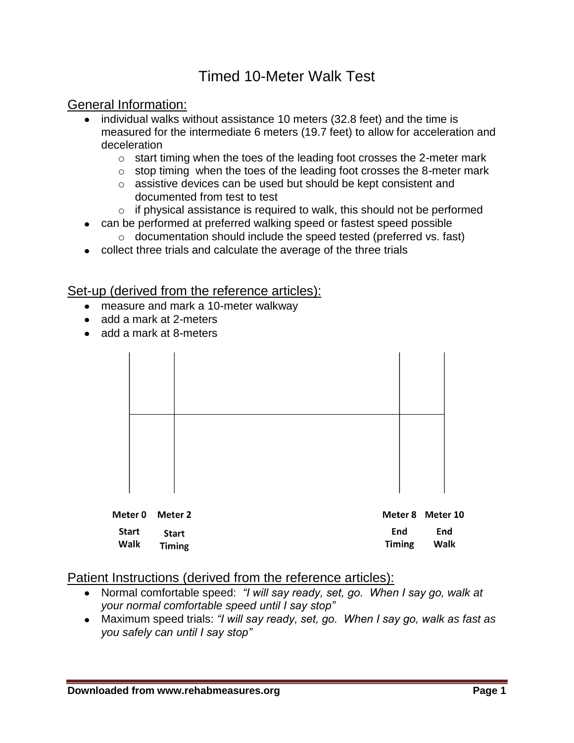# Timed 10-Meter Walk Test

## General Information:

- individual walks without assistance 10 meters (32.8 feet) and the time is measured for the intermediate 6 meters (19.7 feet) to allow for acceleration and deceleration
  - start timing when the toes of the leading foot crosses the 2-meter mark
  - stop timing when the toes of the leading foot crosses the 8-meter mark
  - assistive devices can be used but should be kept consistent and documented from test to test
  - if physical assistance is required to walk, this should not be performed
- can be performed at preferred walking speed or fastest speed possible
  - documentation should include the speed tested (preferred vs. fast)
- collect three trials and calculate the average of the three trials

## Set-up (derived from the reference articles):

- measure and mark a 10-meter walkway
- add a mark at 2-meters
- add a mark at 8-meters

| Meter 0 | Meter 2 | Meter 8 | Meter 10 |
|---|---|---|---|
| Start Walk | Start Timing | End Timing | End Walk |

## Patient Instructions (derived from the reference articles):

- Normal comfortable speed: *"I will say ready, set, go. When I say go, walk at your normal comfortable speed until I say stop"*
- Maximum speed trials: *"I will say ready, set, go. When I say go, walk as fast as you safely can until I say stop"*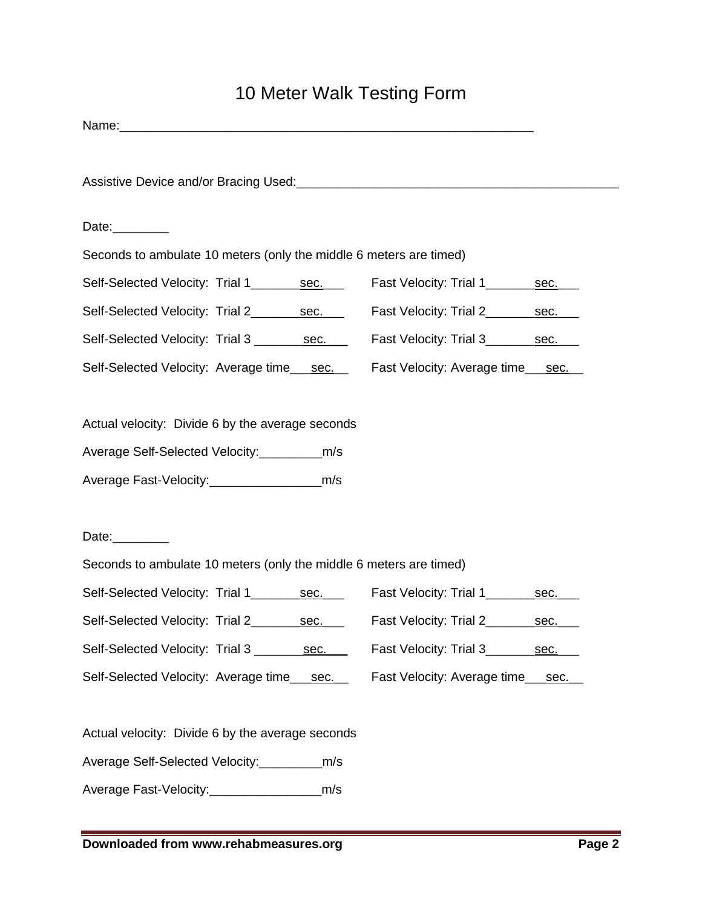# 10 Meter Walk Testing Form

Name:_____________________________________________________________

Assistive Device and/or Bracing Used:_______________________________________________

Date:________

Seconds to ambulate 10 meters (only the middle 6 meters are timed)

Self-Selected Velocity: Trial 1_______sec.___ Fast Velocity: Trial 1_______sec.___

Self-Selected Velocity: Trial 2_______sec.___ Fast Velocity: Trial 2_______sec.___

Self-Selected Velocity: Trial 3 _______sec.___ Fast Velocity: Trial 3_______sec.___

Self-Selected Velocity: Average time___sec.__ Fast Velocity: Average time___sec.__

Actual velocity: Divide 6 by the average seconds

Average Self-Selected Velocity:_________m/s

Average Fast-Velocity:________________m/s

Date:________

Seconds to ambulate 10 meters (only the middle 6 meters are timed)

Self-Selected Velocity: Trial 1_______sec.___ Fast Velocity: Trial 1_______sec.___

Self-Selected Velocity: Trial 2_______sec.___ Fast Velocity: Trial 2_______sec.___

Self-Selected Velocity: Trial 3 _______sec.___ Fast Velocity: Trial 3_______sec.___

Self-Selected Velocity: Average time___sec.__ Fast Velocity: Average time___sec.__

Actual velocity: Divide 6 by the average seconds

Average Self-Selected Velocity:_________m/s

Average Fast-Velocity:________________m/s

**Downloaded from www.rehabmeasures.org**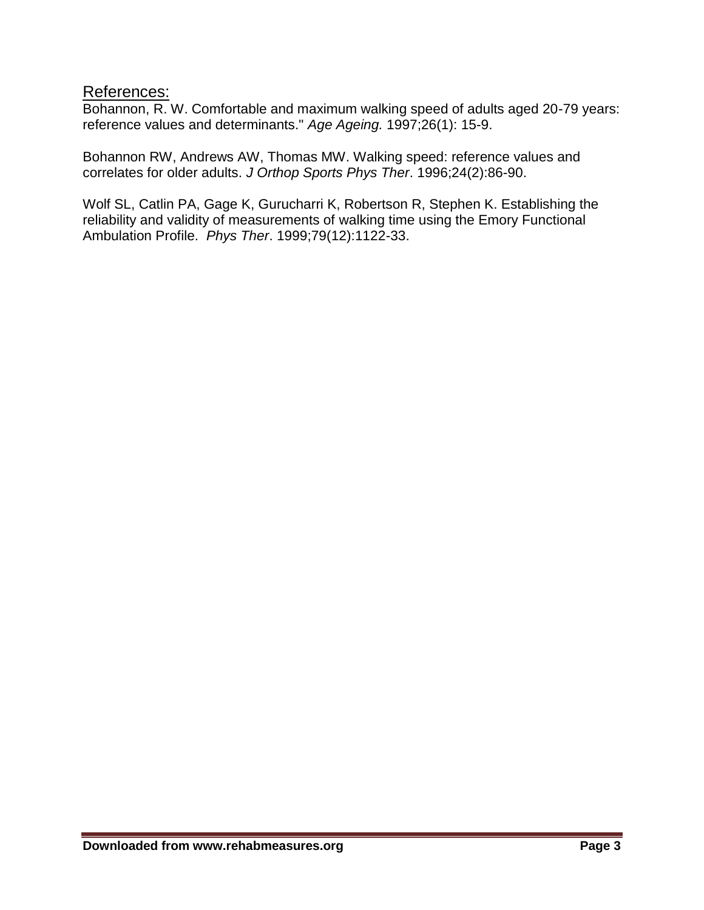## References:

Bohannon, R. W. Comfortable and maximum walking speed of adults aged 20-79 years: reference values and determinants." *Age Ageing.* 1997;26(1): 15-9.

Bohannon RW, Andrews AW, Thomas MW. Walking speed: reference values and correlates for older adults. *J Orthop Sports Phys Ther*. 1996;24(2):86-90.

Wolf SL, Catlin PA, Gage K, Gurucharri K, Robertson R, Stephen K. Establishing the reliability and validity of measurements of walking time using the Emory Functional Ambulation Profile. *Phys Ther*. 1999;79(12):1122-33.